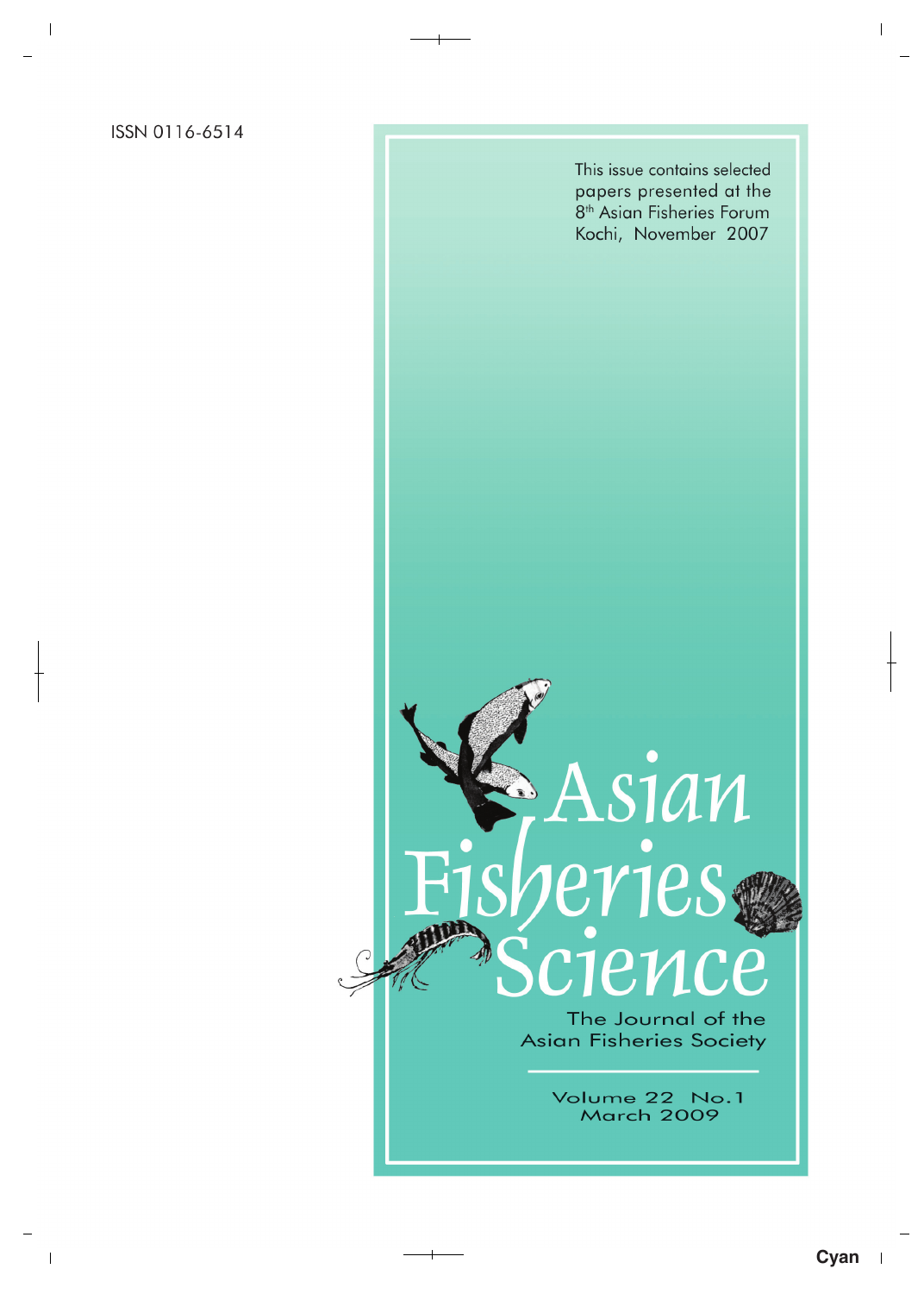ISSN 0116-6514

This issue contains selected papers presented at the 8th Asian Fisheries Forum Kochi, November 2007

# Asian Fisheries Science

The Journal of the Asian Fisheries Society

Volume 22 No.1
March 2009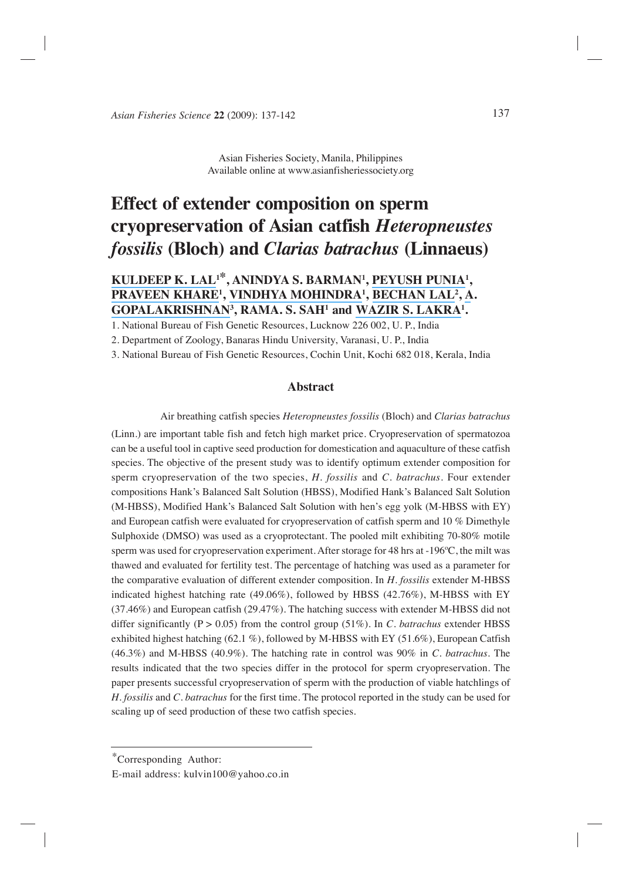Asian Fisheries Society, Manila, Philippines
Available online at www.asianfisheriessociety.org

# Effect of extender composition on sperm cryopreservation of Asian catfish *Heteropneustes fossilis* (Bloch) and *Clarias batrachus* (Linnaeus)

**KULDEEP K. LAL[1]*, ANINDYA S. BARMAN[1], PEYUSH PUNIA[1], PRAVEEN KHARE[1], VINDHYA MOHINDRA[1], BECHAN LAL[2], A. GOPALAKRISHNAN[3], RAMA. S. SAH[1] and WAZIR S. LAKRA[1].**

1. National Bureau of Fish Genetic Resources, Lucknow 226 002, U. P., India
2. Department of Zoology, Banaras Hindu University, Varanasi, U. P., India
3. National Bureau of Fish Genetic Resources, Cochin Unit, Kochi 682 018, Kerala, India

## Abstract

Air breathing catfish species *Heteropneustes fossilis* (Bloch) and *Clarias batrachus* (Linn.) are important table fish and fetch high market price. Cryopreservation of spermatozoa can be a useful tool in captive seed production for domestication and aquaculture of these catfish species. The objective of the present study was to identify optimum extender composition for sperm cryopreservation of the two species, *H. fossilis* and *C. batrachus*. Four extender compositions Hank's Balanced Salt Solution (HBSS), Modified Hank's Balanced Salt Solution (M-HBSS), Modified Hank's Balanced Salt Solution with hen's egg yolk (M-HBSS with EY) and European catfish were evaluated for cryopreservation of catfish sperm and 10 % Dimethyle Sulphoxide (DMSO) was used as a cryoprotectant. The pooled milt exhibiting 70-80% motile sperm was used for cryopreservation experiment. After storage for 48 hrs at -196ºC, the milt was thawed and evaluated for fertility test. The percentage of hatching was used as a parameter for the comparative evaluation of different extender composition. In *H. fossilis* extender M-HBSS indicated highest hatching rate (49.06%), followed by HBSS (42.76%), M-HBSS with EY (37.46%) and European catfish (29.47%). The hatching success with extender M-HBSS did not differ significantly ($P > 0.05$) from the control group (51%). In *C. batrachus* extender HBSS exhibited highest hatching (62.1 %), followed by M-HBSS with EY (51.6%), European Catfish (46.3%) and M-HBSS (40.9%). The hatching rate in control was 90% in *C. batrachus*. The results indicated that the two species differ in the protocol for sperm cryopreservation. The paper presents successful cryopreservation of sperm with the production of viable hatchlings of *H. fossilis* and *C. batrachus* for the first time. The protocol reported in the study can be used for scaling up of seed production of these two catfish species.

*Corresponding Author:
E-mail address: kulvin100@yahoo.co.in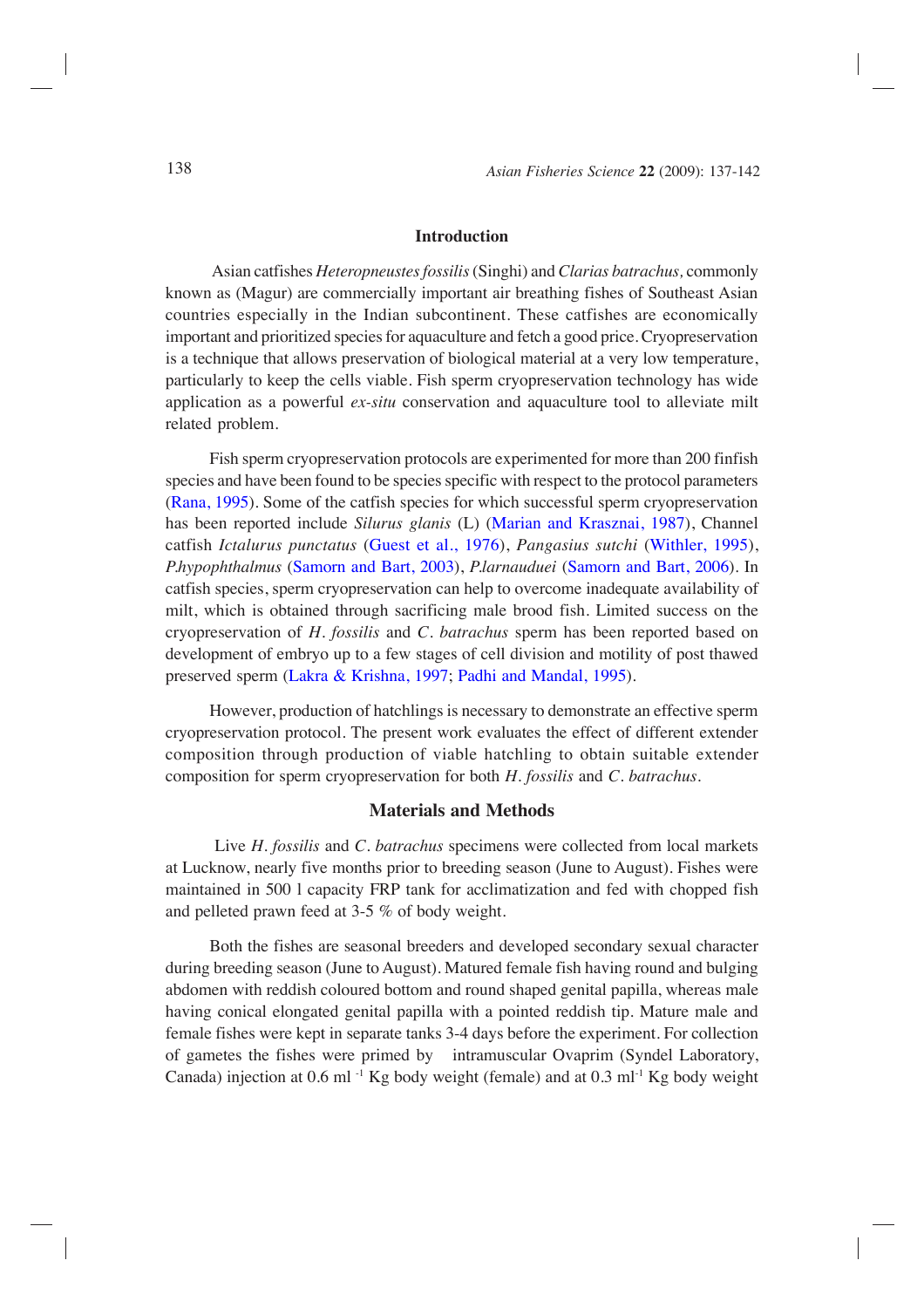## Introduction

Asian catfishes *Heteropneustes fossilis* (Singhi) and *Clarias batrachus*, commonly known as (Magur) are commercially important air breathing fishes of Southeast Asian countries especially in the Indian subcontinent. These catfishes are economically important and prioritized species for aquaculture and fetch a good price. Cryopreservation is a technique that allows preservation of biological material at a very low temperature, particularly to keep the cells viable. Fish sperm cryopreservation technology has wide application as a powerful *ex-situ* conservation and aquaculture tool to alleviate milt related problem.

Fish sperm cryopreservation protocols are experimented for more than 200 finfish species and have been found to be species specific with respect to the protocol parameters (Rana, 1995). Some of the catfish species for which successful sperm cryopreservation has been reported include *Silurus glanis* (L) (Marian and Krasznai, 1987), Channel catfish *Ictalurus punctatus* (Guest et al., 1976), *Pangasius sutchi* (Withler, 1995), *P.hypophthalmus* (Samorn and Bart, 2003), *P.larnauduei* (Samorn and Bart, 2006). In catfish species, sperm cryopreservation can help to overcome inadequate availability of milt, which is obtained through sacrificing male brood fish. Limited success on the cryopreservation of *H. fossilis* and *C. batrachus* sperm has been reported based on development of embryo up to a few stages of cell division and motility of post thawed preserved sperm (Lakra & Krishna, 1997; Padhi and Mandal, 1995).

However, production of hatchlings is necessary to demonstrate an effective sperm cryopreservation protocol. The present work evaluates the effect of different extender composition through production of viable hatchling to obtain suitable extender composition for sperm cryopreservation for both *H. fossilis* and *C. batrachus*.

## Materials and Methods

Live *H. fossilis* and *C. batrachus* specimens were collected from local markets at Lucknow, nearly five months prior to breeding season (June to August). Fishes were maintained in 500 l capacity FRP tank for acclimatization and fed with chopped fish and pelleted prawn feed at 3-5 % of body weight.

Both the fishes are seasonal breeders and developed secondary sexual character during breeding season (June to August). Matured female fish having round and bulging abdomen with reddish coloured bottom and round shaped genital papilla, whereas male having conical elongated genital papilla with a pointed reddish tip. Mature male and female fishes were kept in separate tanks 3-4 days before the experiment. For collection of gametes the fishes were primed by intramuscular Ovaprim (Syndel Laboratory, Canada) injection at 0.6 ml $^{-1}$ Kg body weight (female) and at 0.3 ml$^{-1}$ Kg body weight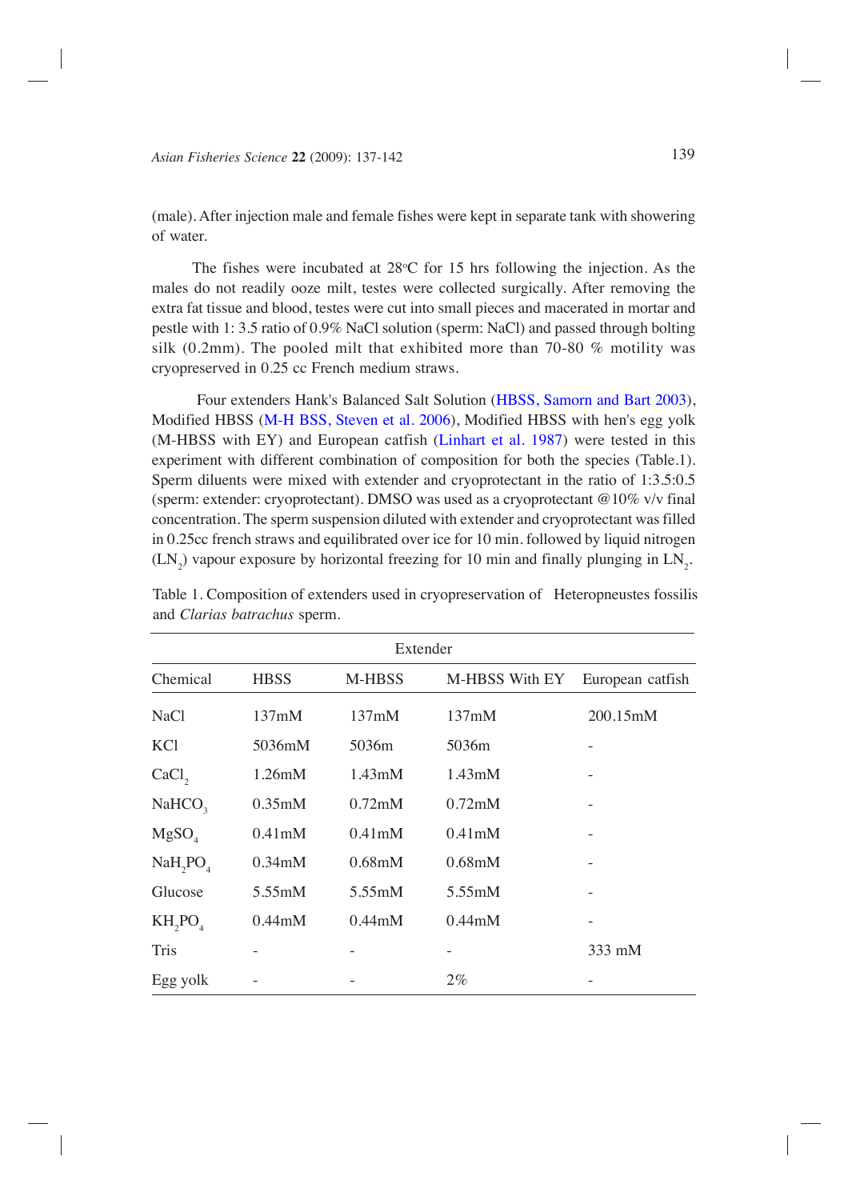(male). After injection male and female fishes were kept in separate tank with showering of water.

The fishes were incubated at 28°C for 15 hrs following the injection. As the males do not readily ooze milt, testes were collected surgically. After removing the extra fat tissue and blood, testes were cut into small pieces and macerated in mortar and pestle with 1: 3.5 ratio of 0.9% NaCl solution (sperm: NaCl) and passed through bolting silk (0.2mm). The pooled milt that exhibited more than 70-80 % motility was cryopreserved in 0.25 cc French medium straws.

Four extenders Hank's Balanced Salt Solution (HBSS, Samorn and Bart 2003), Modified HBSS (M-H BSS, Steven et al. 2006), Modified HBSS with hen's egg yolk (M-HBSS with EY) and European catfish (Linhart et al. 1987) were tested in this experiment with different combination of composition for both the species (Table.1). Sperm diluents were mixed with extender and cryoprotectant in the ratio of 1:3.5:0.5 (sperm: extender: cryoprotectant). DMSO was used as a cryoprotectant @10% v/v final concentration. The sperm suspension diluted with extender and cryoprotectant was filled in 0.25cc french straws and equilibrated over ice for 10 min. followed by liquid nitrogen ($LN_2$) vapour exposure by horizontal freezing for 10 min and finally plunging in $LN_2$.

Table 1. Composition of extenders used in cryopreservation of Heteropneustes fossilis and *Clarias batrachus* sperm.

| | Extender | | | |
|---|---|---|---|---|
| Chemical | HBSS | M-HBSS | M-HBSS With EY | European catfish |
| NaCl | 137mM | 137mM | 137mM | 200.15mM |
| KCl | 5036mM | 5036m | 5036m | - |
| $CaCl_2$ | 1.26mM | 1.43mM | 1.43mM | - |
| $NaHCO_3$ | 0.35mM | 0.72mM | 0.72mM | - |
| $MgSO_4$ | 0.41mM | 0.41mM | 0.41mM | - |
| $NaH_2PO_4$ | 0.34mM | 0.68mM | 0.68mM | - |
| Glucose | 5.55mM | 5.55mM | 5.55mM | - |
| $KH_2PO_4$ | 0.44mM | 0.44mM | 0.44mM | - |
| Tris | - | - | - | 333 mM |
| Egg yolk | - | - | 2% | - |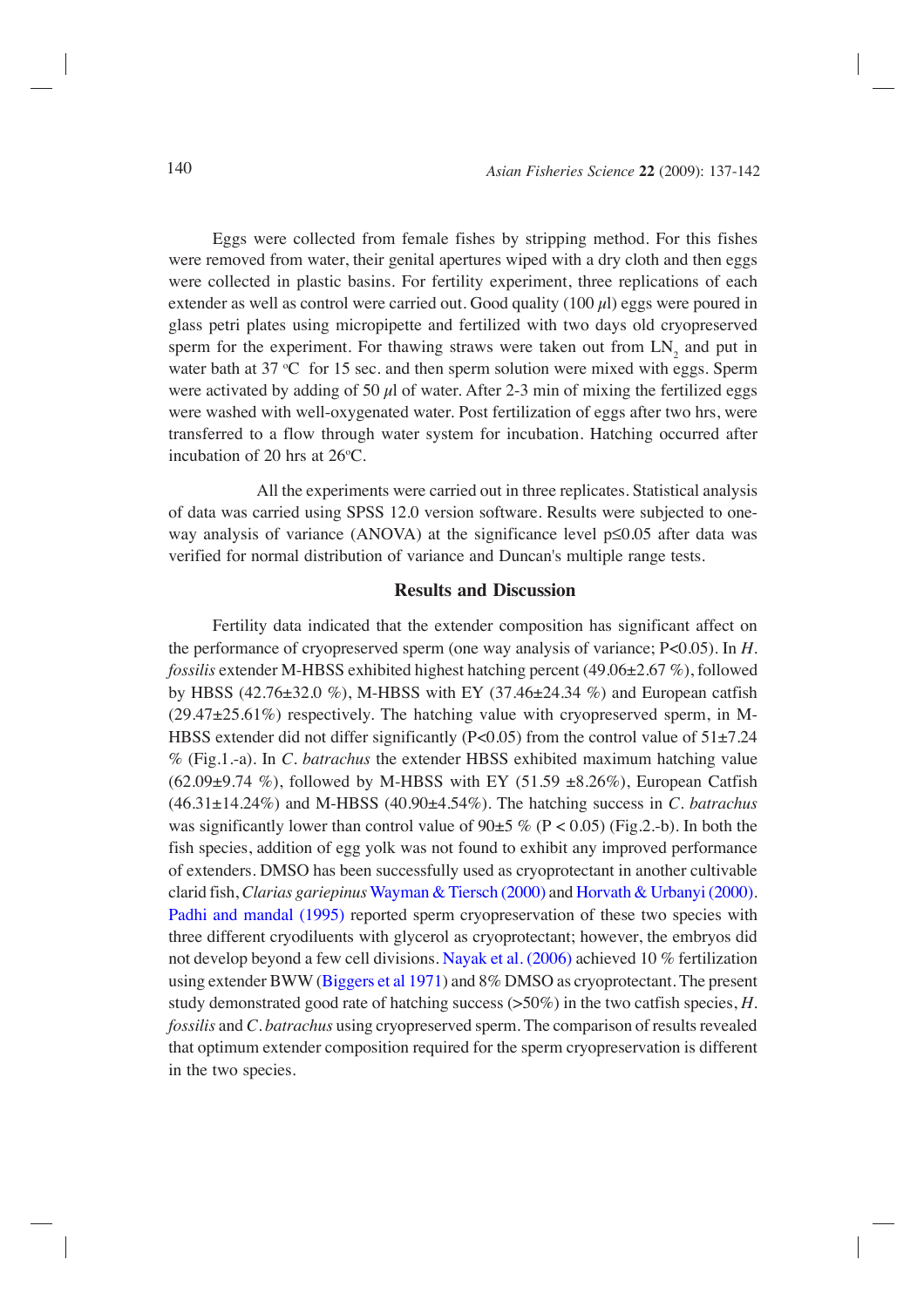Eggs were collected from female fishes by stripping method. For this fishes were removed from water, their genital apertures wiped with a dry cloth and then eggs were collected in plastic basins. For fertility experiment, three replications of each extender as well as control were carried out. Good quality (100 $\mu$l) eggs were poured in glass petri plates using micropipette and fertilized with two days old cryopreserved sperm for the experiment. For thawing straws were taken out from $LN_2$ and put in water bath at 37 °C for 15 sec. and then sperm solution were mixed with eggs. Sperm were activated by adding of 50 $\mu$l of water. After 2-3 min of mixing the fertilized eggs were washed with well-oxygenated water. Post fertilization of eggs after two hrs, were transferred to a flow through water system for incubation. Hatching occurred after incubation of 20 hrs at 26°C.

All the experiments were carried out in three replicates. Statistical analysis of data was carried using SPSS 12.0 version software. Results were subjected to one-way analysis of variance (ANOVA) at the significance level $p \leq 0.05$ after data was verified for normal distribution of variance and Duncan's multiple range tests.

## Results and Discussion

Fertility data indicated that the extender composition has significant affect on the performance of cryopreserved sperm (one way analysis of variance; $P<0.05$). In *H. fossilis* extender M-HBSS exhibited highest hatching percent (49.06±2.67 %), followed by HBSS (42.76±32.0 %), M-HBSS with EY (37.46±24.34 %) and European catfish (29.47±25.61%) respectively. The hatching value with cryopreserved sperm, in M-HBSS extender did not differ significantly ($P<0.05$) from the control value of 51±7.24 % (Fig.1.-a). In *C. batrachus* the extender HBSS exhibited maximum hatching value (62.09±9.74 %), followed by M-HBSS with EY (51.59 ±8.26%), European Catfish (46.31±14.24%) and M-HBSS (40.90±4.54%). The hatching success in *C. batrachus* was significantly lower than control value of 90±5 % ($P < 0.05$) (Fig.2.-b). In both the fish species, addition of egg yolk was not found to exhibit any improved performance of extenders. DMSO has been successfully used as cryoprotectant in another cultivable clarid fish, *Clarias gariepinus* Wayman & Tiersch (2000) and Horvath & Urbanyi (2000). Padhi and mandal (1995) reported sperm cryopreservation of these two species with three different cryodiluents with glycerol as cryoprotectant; however, the embryos did not develop beyond a few cell divisions. Nayak et al. (2006) achieved 10 % fertilization using extender BWW (Biggers et al 1971) and 8% DMSO as cryoprotectant. The present study demonstrated good rate of hatching success (>50%) in the two catfish species, *H. fossilis* and *C. batrachus* using cryopreserved sperm. The comparison of results revealed that optimum extender composition required for the sperm cryopreservation is different in the two species.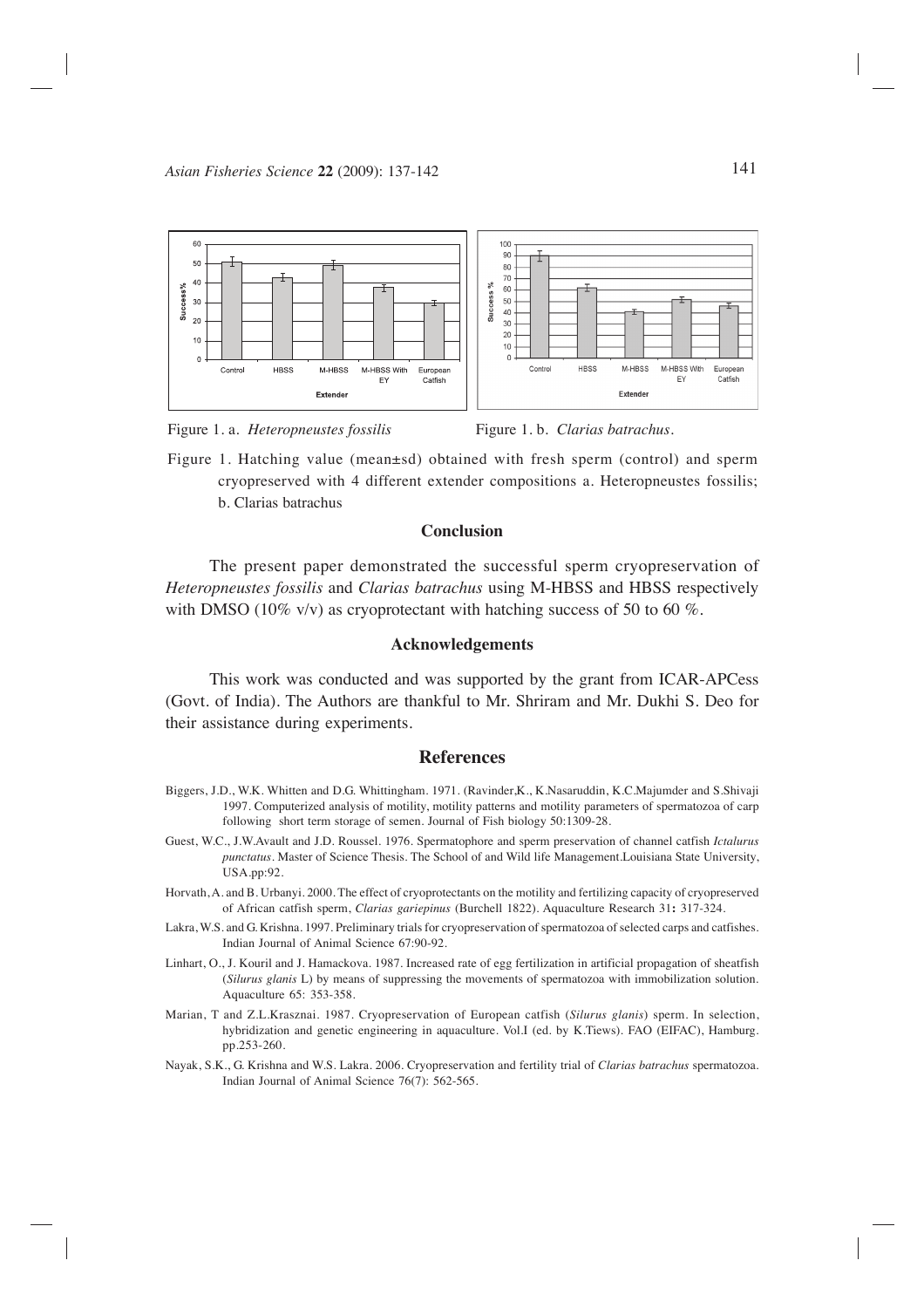Figure 1. a. *Heteropneustes fossilis*

Figure 1. b. *Clarias batrachus*.

Figure 1. Hatching value (mean±sd) obtained with fresh sperm (control) and sperm cryopreserved with 4 different extender compositions a. Heteropneustes fossilis; b. Clarias batrachus

## Conclusion

The present paper demonstrated the successful sperm cryopreservation of *Heteropneustes fossilis* and *Clarias batrachus* using M-HBSS and HBSS respectively with DMSO (10% v/v) as cryoprotectant with hatching success of 50 to 60 %.

## Acknowledgements

This work was conducted and was supported by the grant from ICAR-APCess (Govt. of India). The Authors are thankful to Mr. Shriram and Mr. Dukhi S. Deo for their assistance during experiments.

## References

Biggers, J.D., W.K. Whitten and D.G. Whittingham. 1971. (Ravinder,K., K.Nasaruddin, K.C.Majumder and S.Shivaji 1997. Computerized analysis of motility, motility patterns and motility parameters of spermatozoa of carp following short term storage of semen. Journal of Fish biology 50:1309-28.

Guest, W.C., J.W.Avault and J.D. Roussel. 1976. Spermatophore and sperm preservation of channel catfish *Ictalurus punctatus*. Master of Science Thesis. The School of and Wild life Management.Louisiana State University, USA.pp:92.

Horvath,A. and B. Urbanyi. 2000. The effect of cryoprotectants on the motility and fertilizing capacity of cryopreserved of African catfish sperm, *Clarias gariepinus* (Burchell 1822). Aquaculture Research 31**:** 317-324.

Lakra, W.S. and G. Krishna. 1997. Preliminary trials for cryopreservation of spermatozoa of selected carps and catfishes. Indian Journal of Animal Science 67:90-92.

Linhart, O., J. Kouril and J. Hamackova. 1987. Increased rate of egg fertilization in artificial propagation of sheatfish (*Silurus glanis* L) by means of suppressing the movements of spermatozoa with immobilization solution. Aquaculture 65: 353-358.

Marian, T and Z.L.Krasznai. 1987. Cryopreservation of European catfish (*Silurus glanis*) sperm. In selection, hybridization and genetic engineering in aquaculture. Vol.I (ed. by K.Tiews). FAO (EIFAC), Hamburg. pp.253-260.

Nayak, S.K., G. Krishna and W.S. Lakra. 2006. Cryopreservation and fertility trial of *Clarias batrachus* spermatozoa. Indian Journal of Animal Science 76(7): 562-565.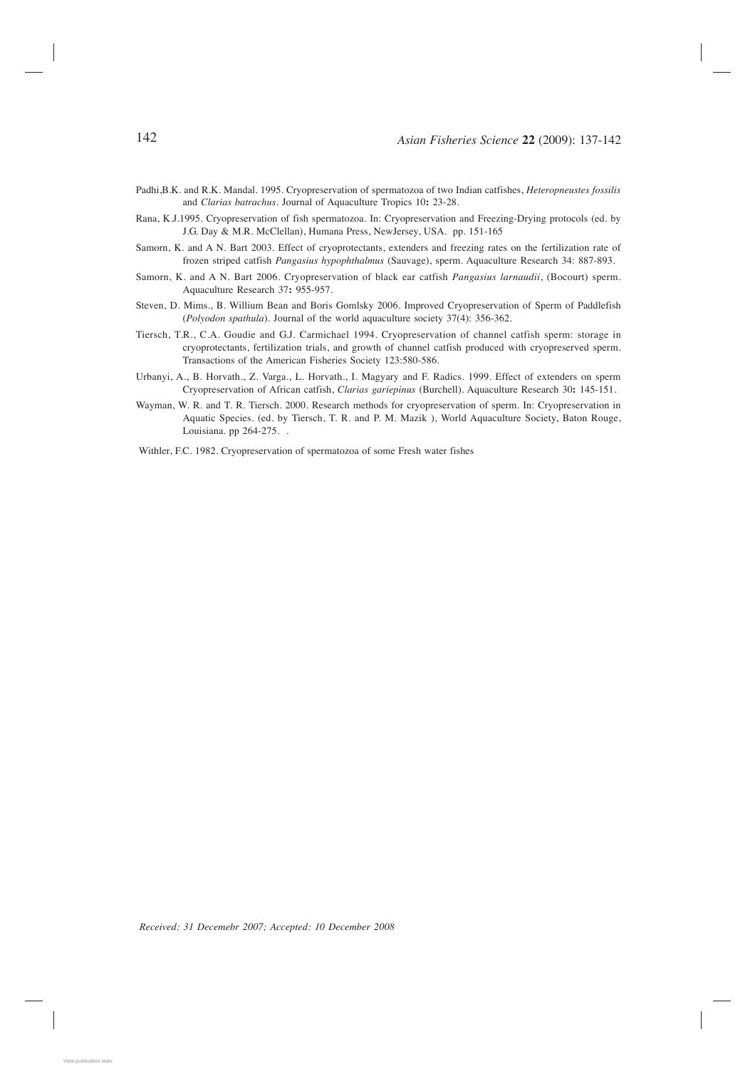Padhi,B.K. and R.K. Mandal. 1995. Cryopreservation of spermatozoa of two Indian catfishes, *Heteropneustes fossilis* and *Clarias batrachus*. Journal of Aquaculture Tropics 10**:** 23-28.

Rana, K.J.1995. Cryopreservation of fish spermatozoa. In: Cryopreservation and Freezing-Drying protocols (ed. by J.G. Day & M.R. McClellan), Humana Press, NewJersey, USA. pp. 151-165

Samorn, K. and A N. Bart 2003. Effect of cryoprotectants, extenders and freezing rates on the fertilization rate of frozen striped catfish *Pangasius hypophthalmus* (Sauvage), sperm. Aquaculture Research 34: 887-893.

Samorn, K. and A N. Bart 2006. Cryopreservation of black ear catfish *Pangasius larnaudii*, (Bocourt) sperm. Aquaculture Research 37**:** 955-957.

Steven, D. Mims., B. Willium Bean and Boris Gomlsky 2006. Improved Cryopreservation of Sperm of Paddlefish (*Polyodon spathula*). Journal of the world aquaculture society 37(4): 356-362.

Tiersch, T.R., C.A. Goudie and G.J. Carmichael 1994. Cryopreservation of channel catfish sperm: storage in cryoprotectants, fertilization trials, and growth of channel catfish produced with cryopreserved sperm. Transactions of the American Fisheries Society 123:580-586.

Urbanyi, A., B. Horvath., Z. Varga., L. Horvath., I. Magyary and F. Radics. 1999. Effect of extenders on sperm Cryopreservation of African catfish, *Clarias gariepinus* (Burchell). Aquaculture Research 30**:** 145-151.

Wayman, W. R. and T. R. Tiersch. 2000. Research methods for cryopreservation of sperm. In: Cryopreservation in Aquatic Species. (ed. by Tiersch, T. R. and P. M. Mazik ), World Aquaculture Society, Baton Rouge, Louisiana. pp 264-275. .

Withler, F.C. 1982. Cryopreservation of spermatozoa of some Fresh water fishes

*Received: 31 Decemebr 2007; Accepted: 10 December 2008*